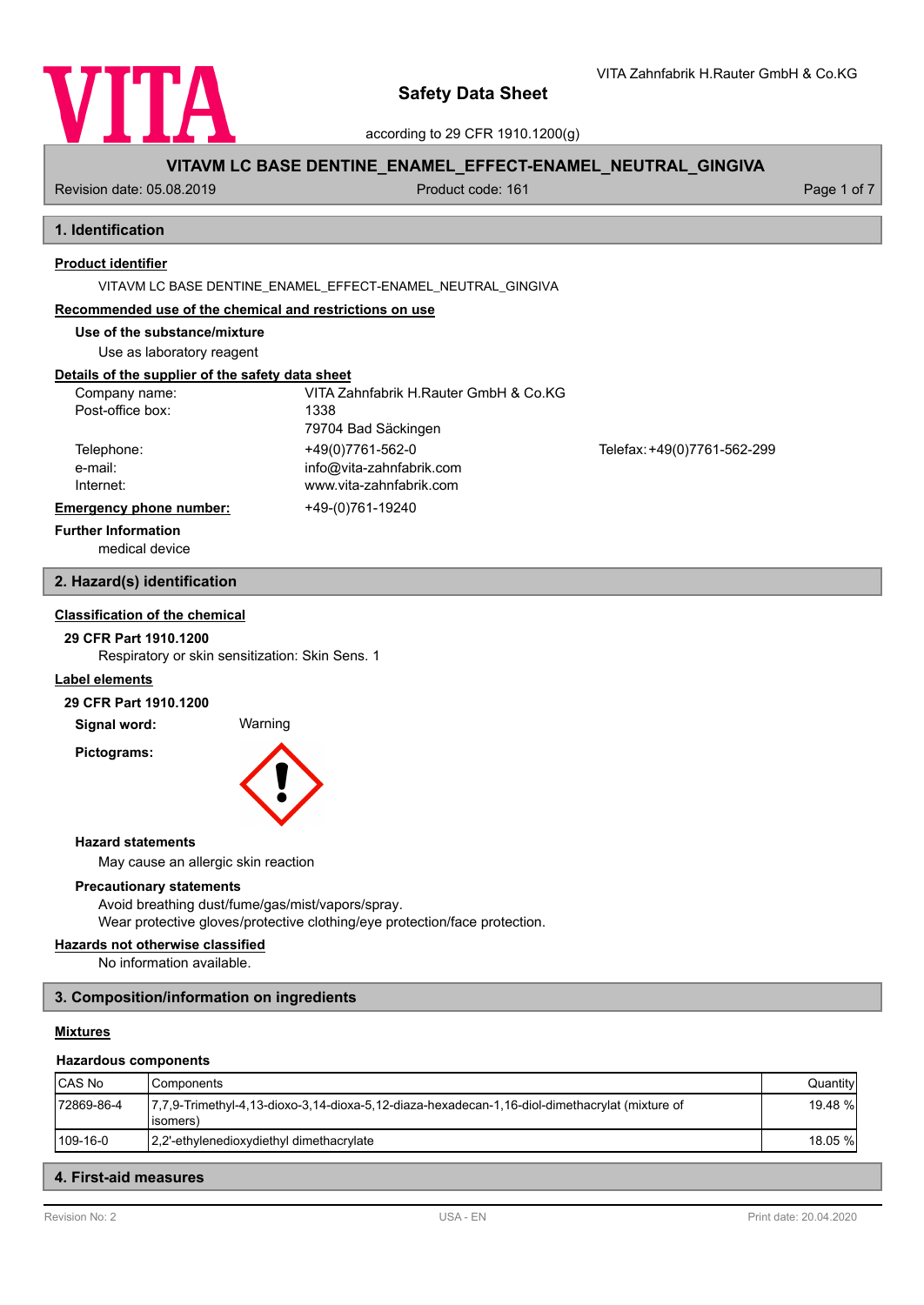# Safety Data Sheet

according to 29 CFR 1910.1200(g)

VITA Zahnfabrik H.Rauter GmbH & Co.KG

**VITAVM LC BASE DENTINE_ENAMEL_EFFECT-ENAMEL_NEUTRAL_GINGIVA**

Revision date: 05.08.2019 | Product code: 161

## 1. Identification

**Product identifier**

VITAVM LC BASE DENTINE_ENAMEL_EFFECT-ENAMEL_NEUTRAL_GINGIVA

**Recommended use of the chemical and restrictions on use**

**Use of the substance/mixture**

Use as laboratory reagent

**Details of the supplier of the safety data sheet**

| | |
|---|---|
| Company name: | VITA Zahnfabrik H.Rauter GmbH & Co.KG |
| Post-office box: | 1338 |
| | 79704 Bad Säckingen |
| Telephone: | +49(0)7761-562-0 |
| Telefax: | +49(0)7761-562-299 |
| e-mail: | info@vita-zahnfabrik.com |
| Internet: | www.vita-zahnfabrik.com |

**Emergency phone number:** +49-(0)761-19240

**Further Information**

medical device

## 2. Hazard(s) identification

**Classification of the chemical**

**29 CFR Part 1910.1200**

Respiratory or skin sensitization: Skin Sens. 1

**Label elements**

**29 CFR Part 1910.1200**

**Signal word:** Warning

**Pictograms:**

**Hazard statements**

May cause an allergic skin reaction

**Precautionary statements**

Avoid breathing dust/fume/gas/mist/vapors/spray.
Wear protective gloves/protective clothing/eye protection/face protection.

**Hazards not otherwise classified**

No information available.

## 3. Composition/information on ingredients

**Mixtures**

**Hazardous components**

| CAS No | Components | Quantity |
|---|---|---|
| 72869-86-4 | 7,7,9-Trimethyl-4,13-dioxo-3,14-dioxa-5,12-diaza-hexadecan-1,16-diol-dimethacrylat (mixture of isomers) | 19.48 % |
| 109-16-0 | 2,2'-ethylenedioxydiethyl dimethacrylate | 18.05 % |

## 4. First-aid measures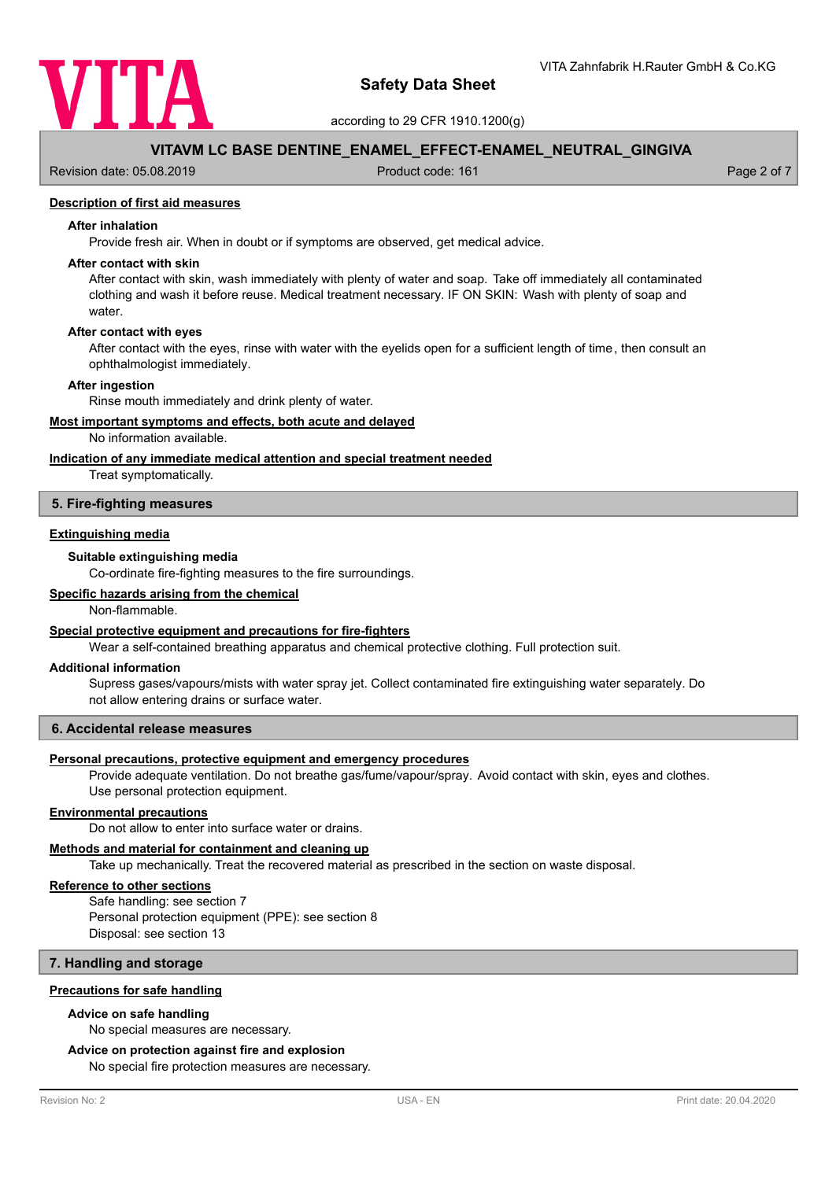### Description of first aid measures

**After inhalation**

Provide fresh air. When in doubt or if symptoms are observed, get medical advice.

**After contact with skin**

After contact with skin, wash immediately with plenty of water and soap. Take off immediately all contaminated clothing and wash it before reuse. Medical treatment necessary. IF ON SKIN: Wash with plenty of soap and water.

**After contact with eyes**

After contact with the eyes, rinse with water with the eyelids open for a sufficient length of time, then consult an ophthalmologist immediately.

**After ingestion**

Rinse mouth immediately and drink plenty of water.

### Most important symptoms and effects, both acute and delayed

No information available.

### Indication of any immediate medical attention and special treatment needed

Treat symptomatically.

## 5. Fire-fighting measures

### Extinguishing media

**Suitable extinguishing media**

Co-ordinate fire-fighting measures to the fire surroundings.

### Specific hazards arising from the chemical

Non-flammable.

### Special protective equipment and precautions for fire-fighters

Wear a self-contained breathing apparatus and chemical protective clothing. Full protection suit.

### Additional information

Supress gases/vapours/mists with water spray jet. Collect contaminated fire extinguishing water separately. Do not allow entering drains or surface water.

## 6. Accidental release measures

### Personal precautions, protective equipment and emergency procedures

Provide adequate ventilation. Do not breathe gas/fume/vapour/spray. Avoid contact with skin, eyes and clothes. Use personal protection equipment.

### Environmental precautions

Do not allow to enter into surface water or drains.

### Methods and material for containment and cleaning up

Take up mechanically. Treat the recovered material as prescribed in the section on waste disposal.

### Reference to other sections

Safe handling: see section 7
Personal protection equipment (PPE): see section 8
Disposal: see section 13

## 7. Handling and storage

### Precautions for safe handling

**Advice on safe handling**

No special measures are necessary.

**Advice on protection against fire and explosion**

No special fire protection measures are necessary.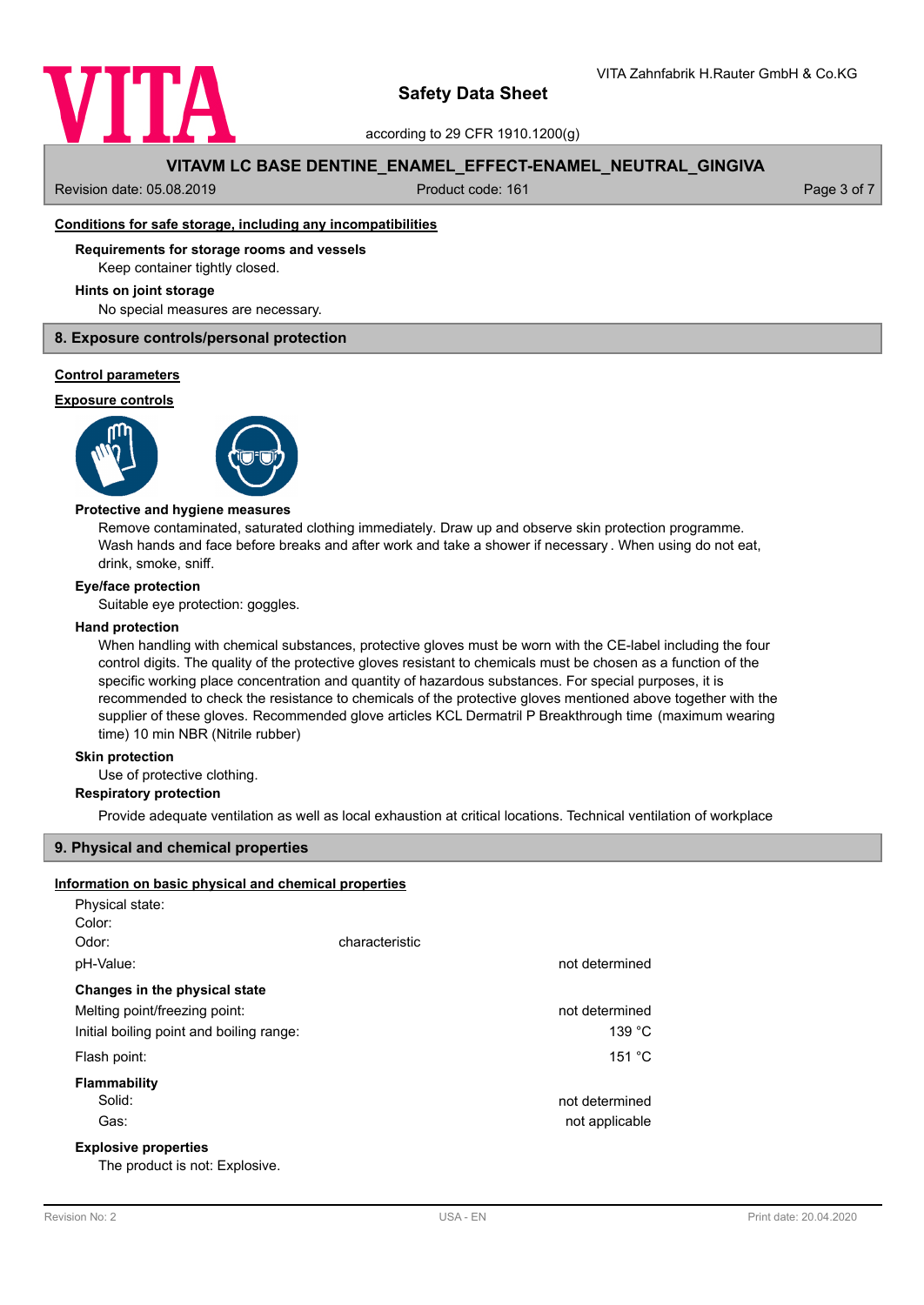**Conditions for safe storage, including any incompatibilities**

**Requirements for storage rooms and vessels**

Keep container tightly closed.

**Hints on joint storage**

No special measures are necessary.

## 8. Exposure controls/personal protection

**Control parameters**

**Exposure controls**

**Protective and hygiene measures**

Remove contaminated, saturated clothing immediately. Draw up and observe skin protection programme. Wash hands and face before breaks and after work and take a shower if necessary . When using do not eat, drink, smoke, sniff.

**Eye/face protection**

Suitable eye protection: goggles.

**Hand protection**

When handling with chemical substances, protective gloves must be worn with the CE-label including the four control digits. The quality of the protective gloves resistant to chemicals must be chosen as a function of the specific working place concentration and quantity of hazardous substances. For special purposes, it is recommended to check the resistance to chemicals of the protective gloves mentioned above together with the supplier of these gloves. Recommended glove articles KCL Dermatril P Breakthrough time (maximum wearing time) 10 min NBR (Nitrile rubber)

**Skin protection**

Use of protective clothing.

**Respiratory protection**

Provide adequate ventilation as well as local exhaustion at critical locations. Technical ventilation of workplace

## 9. Physical and chemical properties

**Information on basic physical and chemical properties**

| | | |
|---|---|---|
| Physical state: | | |
| Color: | | |
| Odor: | characteristic | |
| pH-Value: | | not determined |
| **Changes in the physical state** | | |
| Melting point/freezing point: | | not determined |
| Initial boiling point and boiling range: | | 139 °C |
| Flash point: | | 151 °C |
| **Flammability** | | |
| Solid: | | not determined |
| Gas: | | not applicable |

**Explosive properties**

The product is not: Explosive.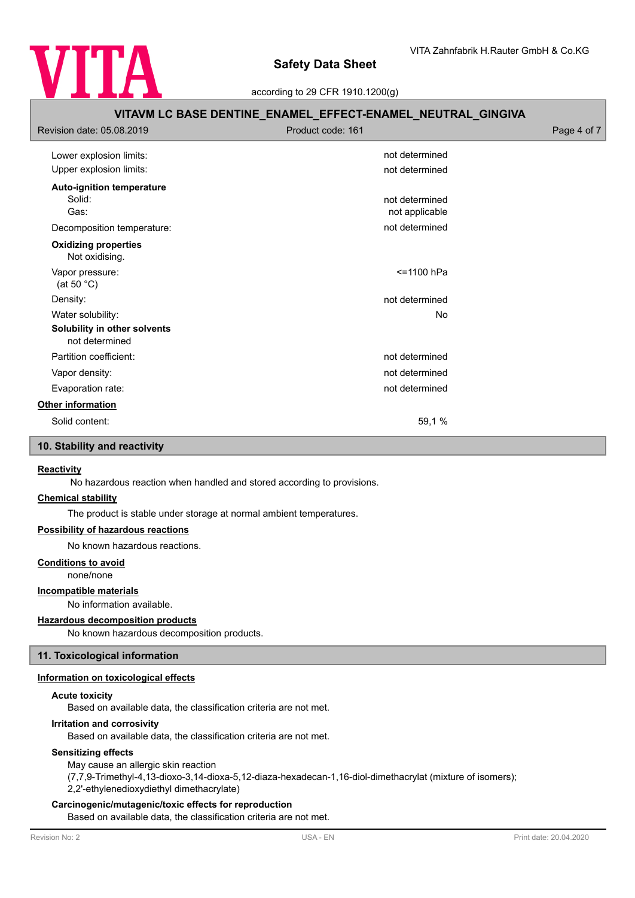| | |
|---|---|
| Lower explosion limits: | not determined |
| Upper explosion limits: | not determined |

**Auto-ignition temperature**

| | |
|---|---|
| Solid: | not determined |
| Gas: | not applicable |
| Decomposition temperature: | not determined |

**Oxidizing properties**

Not oxidising.

| | |
|---|---|
| Vapor pressure: (at 50 °C) | <=1100 hPa |
| Density: | not determined |
| Water solubility: | No |

**Solubility in other solvents**

not determined

| | |
|---|---|
| Partition coefficient: | not determined |
| Vapor density: | not determined |
| Evaporation rate: | not determined |

**Other information**

| | |
|---|---|
| Solid content: | 59,1 % |

## 10. Stability and reactivity

**Reactivity**

No hazardous reaction when handled and stored according to provisions.

**Chemical stability**

The product is stable under storage at normal ambient temperatures.

**Possibility of hazardous reactions**

No known hazardous reactions.

**Conditions to avoid**

none/none

**Incompatible materials**

No information available.

**Hazardous decomposition products**

No known hazardous decomposition products.

## 11. Toxicological information

**Information on toxicological effects**

**Acute toxicity**

Based on available data, the classification criteria are not met.

**Irritation and corrosivity**

Based on available data, the classification criteria are not met.

**Sensitizing effects**

May cause an allergic skin reaction
(7,7,9-Trimethyl-4,13-dioxo-3,14-dioxa-5,12-diaza-hexadecan-1,16-diol-dimethacrylat (mixture of isomers); 2,2'-ethylenedioxydiethyl dimethacrylate)

**Carcinogenic/mutagenic/toxic effects for reproduction**

Based on available data, the classification criteria are not met.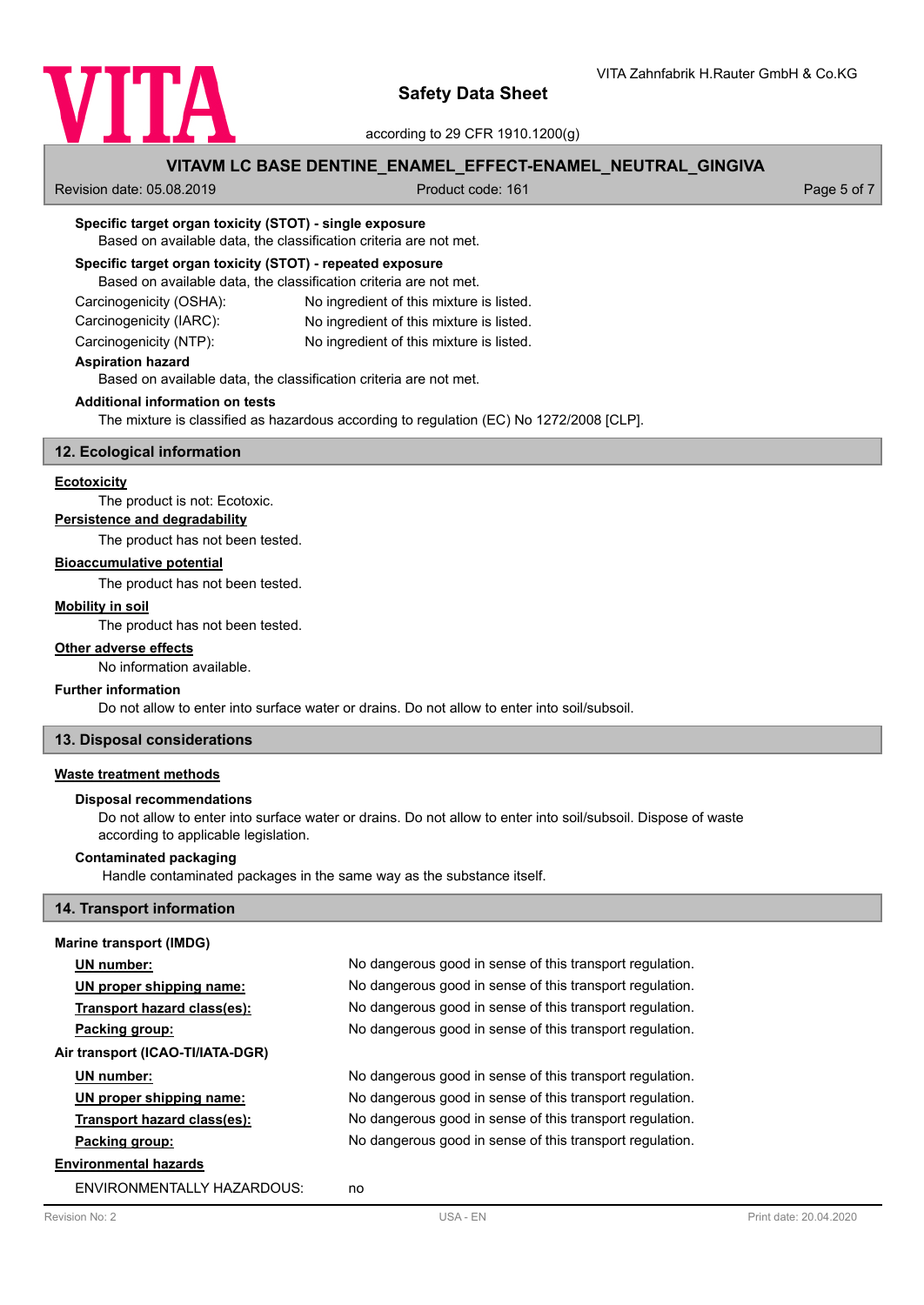**Specific target organ toxicity (STOT) - single exposure**

Based on available data, the classification criteria are not met.

**Specific target organ toxicity (STOT) - repeated exposure**

Based on available data, the classification criteria are not met.

| | |
|---|---|
| Carcinogenicity (OSHA): | No ingredient of this mixture is listed. |
| Carcinogenicity (IARC): | No ingredient of this mixture is listed. |
| Carcinogenicity (NTP): | No ingredient of this mixture is listed. |

**Aspiration hazard**

Based on available data, the classification criteria are not met.

**Additional information on tests**

The mixture is classified as hazardous according to regulation (EC) No 1272/2008 [CLP].

## 12. Ecological information

**Ecotoxicity**

The product is not: Ecotoxic.

**Persistence and degradability**

The product has not been tested.

**Bioaccumulative potential**

The product has not been tested.

**Mobility in soil**

The product has not been tested.

**Other adverse effects**

No information available.

**Further information**

Do not allow to enter into surface water or drains. Do not allow to enter into soil/subsoil.

## 13. Disposal considerations

**Waste treatment methods**

**Disposal recommendations**

Do not allow to enter into surface water or drains. Do not allow to enter into soil/subsoil. Dispose of waste according to applicable legislation.

**Contaminated packaging**

Handle contaminated packages in the same way as the substance itself.

## 14. Transport information

**Marine transport (IMDG)**

| | |
|---|---|
| UN number: | No dangerous good in sense of this transport regulation. |
| UN proper shipping name: | No dangerous good in sense of this transport regulation. |
| Transport hazard class(es): | No dangerous good in sense of this transport regulation. |
| Packing group: | No dangerous good in sense of this transport regulation. |

**Air transport (ICAO-TI/IATA-DGR)**

| | |
|---|---|
| UN number: | No dangerous good in sense of this transport regulation. |
| UN proper shipping name: | No dangerous good in sense of this transport regulation. |
| Transport hazard class(es): | No dangerous good in sense of this transport regulation. |
| Packing group: | No dangerous good in sense of this transport regulation. |

**Environmental hazards**

ENVIRONMENTALLY HAZARDOUS: no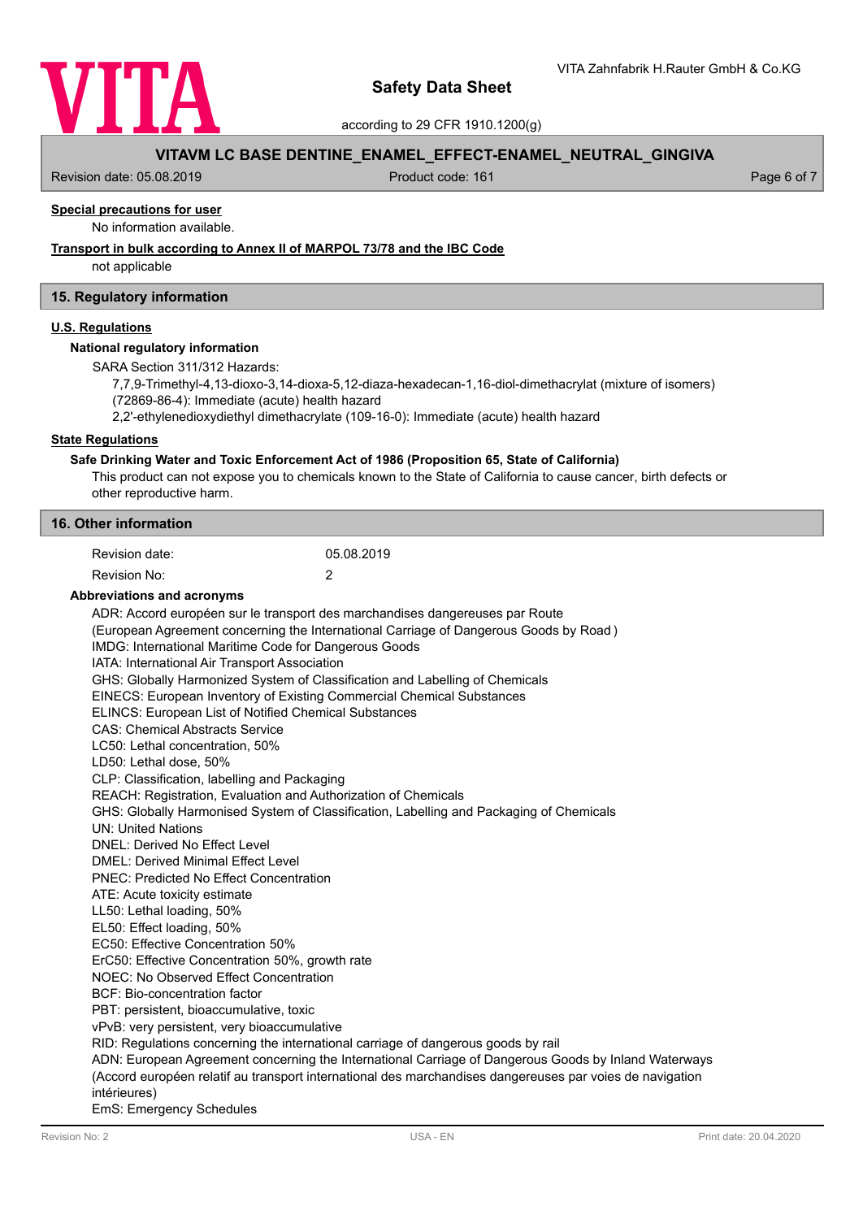**Special precautions for user**

No information available.

**Transport in bulk according to Annex II of MARPOL 73/78 and the IBC Code**

not applicable

## 15. Regulatory information

**U.S. Regulations**

**National regulatory information**

SARA Section 311/312 Hazards:

7,7,9-Trimethyl-4,13-dioxo-3,14-dioxa-5,12-diaza-hexadecan-1,16-diol-dimethacrylat (mixture of isomers) (72869-86-4): Immediate (acute) health hazard

2,2'-ethylenedioxydiethyl dimethacrylate (109-16-0): Immediate (acute) health hazard

**State Regulations**

**Safe Drinking Water and Toxic Enforcement Act of 1986 (Proposition 65, State of California)**

This product can not expose you to chemicals known to the State of California to cause cancer, birth defects or other reproductive harm.

## 16. Other information

| | |
|---|---|
| Revision date: | 05.08.2019 |
| Revision No: | 2 |

**Abbreviations and acronyms**

ADR: Accord européen sur le transport des marchandises dangereuses par Route
(European Agreement concerning the International Carriage of Dangerous Goods by Road )
IMDG: International Maritime Code for Dangerous Goods
IATA: International Air Transport Association
GHS: Globally Harmonized System of Classification and Labelling of Chemicals
EINECS: European Inventory of Existing Commercial Chemical Substances
ELINCS: European List of Notified Chemical Substances
CAS: Chemical Abstracts Service
LC50: Lethal concentration, 50%
LD50: Lethal dose, 50%
CLP: Classification, labelling and Packaging
REACH: Registration, Evaluation and Authorization of Chemicals
GHS: Globally Harmonised System of Classification, Labelling and Packaging of Chemicals
UN: United Nations
DNEL: Derived No Effect Level
DMEL: Derived Minimal Effect Level
PNEC: Predicted No Effect Concentration
ATE: Acute toxicity estimate
LL50: Lethal loading, 50%
EL50: Effect loading, 50%
EC50: Effective Concentration 50%
ErC50: Effective Concentration 50%, growth rate
NOEC: No Observed Effect Concentration
BCF: Bio-concentration factor
PBT: persistent, bioaccumulative, toxic
vPvB: very persistent, very bioaccumulative
RID: Regulations concerning the international carriage of dangerous goods by rail
ADN: European Agreement concerning the International Carriage of Dangerous Goods by Inland Waterways
(Accord européen relatif au transport international des marchandises dangereuses par voies de navigation intérieures)
EmS: Emergency Schedules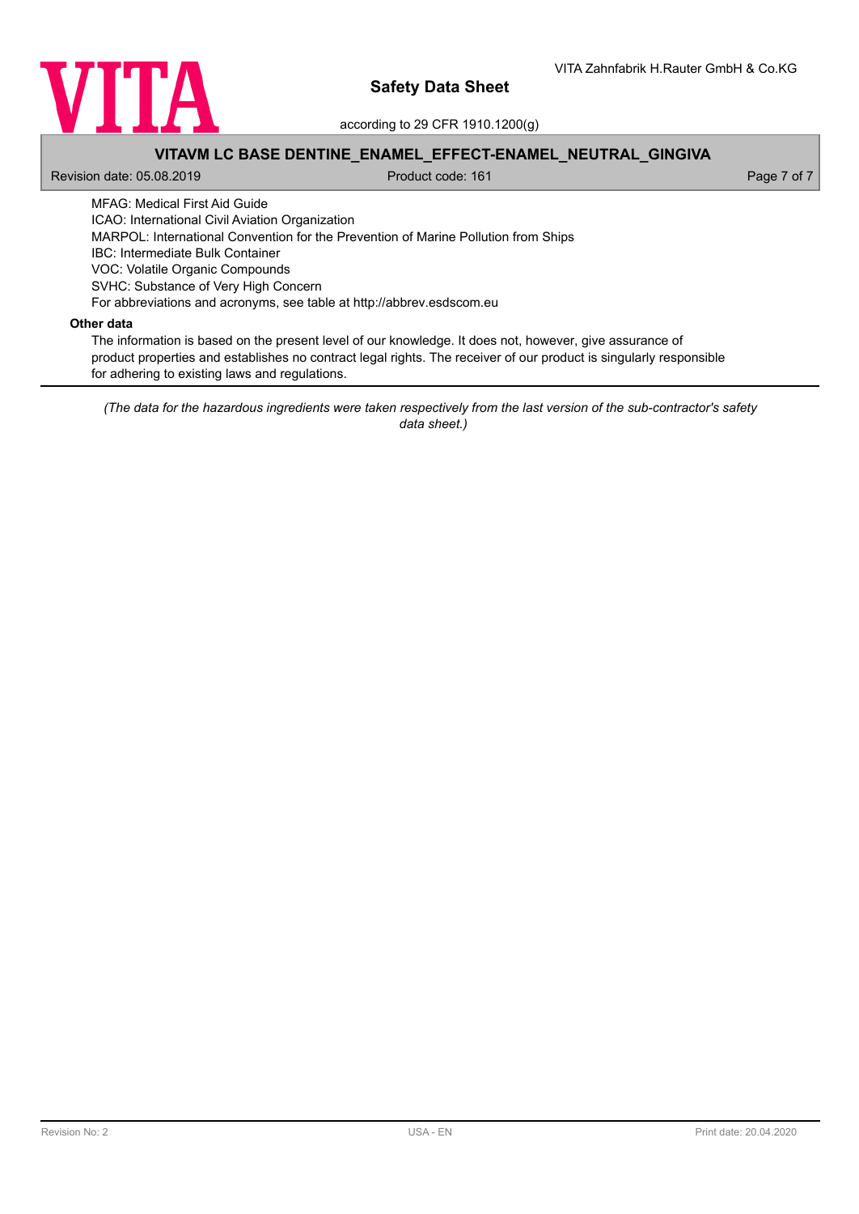MFAG: Medical First Aid Guide
ICAO: International Civil Aviation Organization
MARPOL: International Convention for the Prevention of Marine Pollution from Ships
IBC: Intermediate Bulk Container
VOC: Volatile Organic Compounds
SVHC: Substance of Very High Concern
For abbreviations and acronyms, see table at http://abbrev.esdscom.eu

**Other data**

The information is based on the present level of our knowledge. It does not, however, give assurance of product properties and establishes no contract legal rights. The receiver of our product is singularly responsible for adhering to existing laws and regulations.

*(The data for the hazardous ingredients were taken respectively from the last version of the sub-contractor's safety data sheet.)*